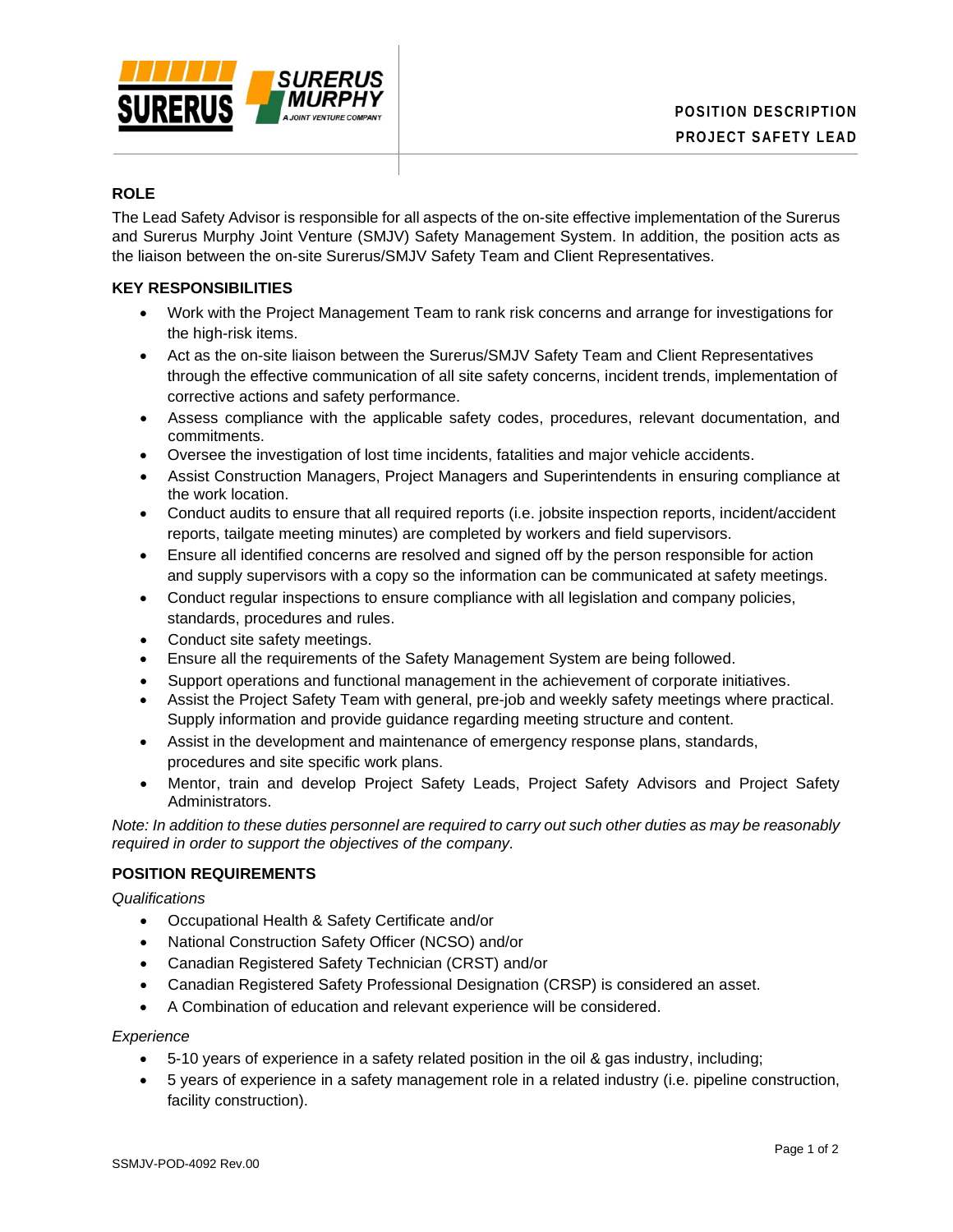**POSITION DESCRIPTION**

**PROJECT SAFETY LEAD**

## ROLE

The Lead Safety Advisor is responsible for all aspects of the on-site effective implementation of the Surerus and Surerus Murphy Joint Venture (SMJV) Safety Management System. In addition, the position acts as the liaison between the on-site Surerus/SMJV Safety Team and Client Representatives.

## KEY RESPONSIBILITIES

- Work with the Project Management Team to rank risk concerns and arrange for investigations for the high-risk items.
- Act as the on-site liaison between the Surerus/SMJV Safety Team and Client Representatives through the effective communication of all site safety concerns, incident trends, implementation of corrective actions and safety performance.
- Assess compliance with the applicable safety codes, procedures, relevant documentation, and commitments.
- Oversee the investigation of lost time incidents, fatalities and major vehicle accidents.
- Assist Construction Managers, Project Managers and Superintendents in ensuring compliance at the work location.
- Conduct audits to ensure that all required reports (i.e. jobsite inspection reports, incident/accident reports, tailgate meeting minutes) are completed by workers and field supervisors.
- Ensure all identified concerns are resolved and signed off by the person responsible for action and supply supervisors with a copy so the information can be communicated at safety meetings.
- Conduct regular inspections to ensure compliance with all legislation and company policies, standards, procedures and rules.
- Conduct site safety meetings.
- Ensure all the requirements of the Safety Management System are being followed.
- Support operations and functional management in the achievement of corporate initiatives.
- Assist the Project Safety Team with general, pre-job and weekly safety meetings where practical. Supply information and provide guidance regarding meeting structure and content.
- Assist in the development and maintenance of emergency response plans, standards, procedures and site specific work plans.
- Mentor, train and develop Project Safety Leads, Project Safety Advisors and Project Safety Administrators.

*Note: In addition to these duties personnel are required to carry out such other duties as may be reasonably required in order to support the objectives of the company.*

## POSITION REQUIREMENTS

*Qualifications*

- Occupational Health & Safety Certificate and/or
- National Construction Safety Officer (NCSO) and/or
- Canadian Registered Safety Technician (CRST) and/or
- Canadian Registered Safety Professional Designation (CRSP) is considered an asset.
- A Combination of education and relevant experience will be considered.

*Experience*

- 5-10 years of experience in a safety related position in the oil & gas industry, including;
- 5 years of experience in a safety management role in a related industry (i.e. pipeline construction, facility construction).

SSMJV-POD-4092 Rev.00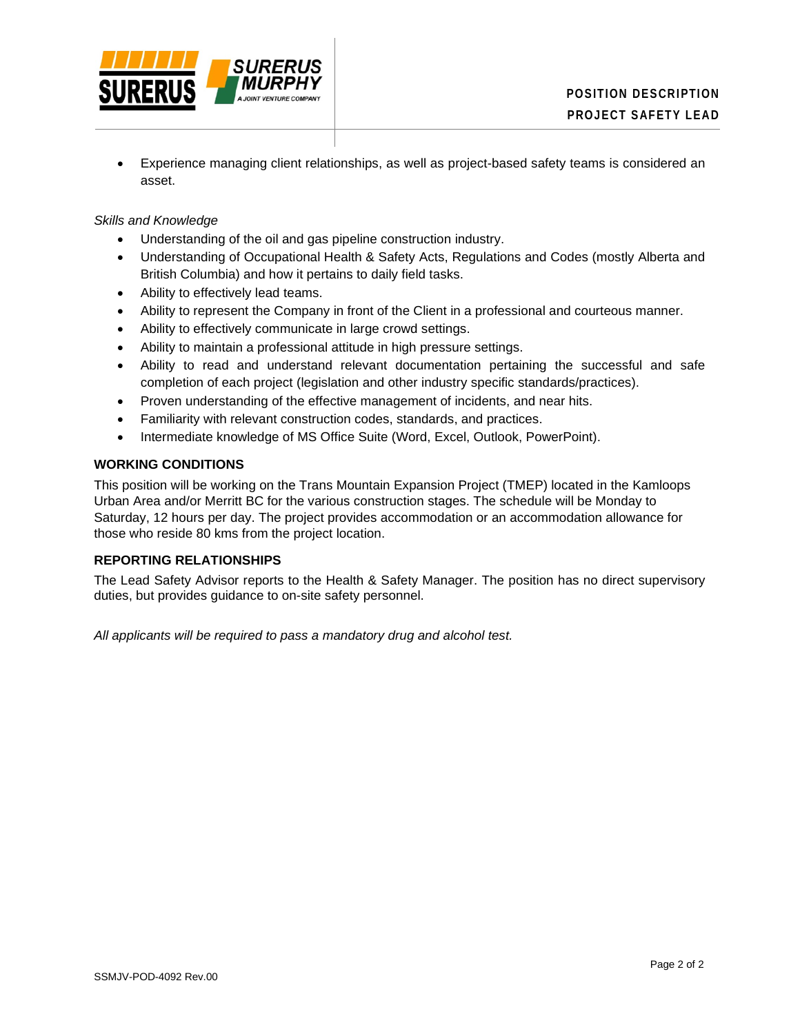- Experience managing client relationships, as well as project-based safety teams is considered an asset.

*Skills and Knowledge*

- Understanding of the oil and gas pipeline construction industry.
- Understanding of Occupational Health & Safety Acts, Regulations and Codes (mostly Alberta and British Columbia) and how it pertains to daily field tasks.
- Ability to effectively lead teams.
- Ability to represent the Company in front of the Client in a professional and courteous manner.
- Ability to effectively communicate in large crowd settings.
- Ability to maintain a professional attitude in high pressure settings.
- Ability to read and understand relevant documentation pertaining the successful and safe completion of each project (legislation and other industry specific standards/practices).
- Proven understanding of the effective management of incidents, and near hits.
- Familiarity with relevant construction codes, standards, and practices.
- Intermediate knowledge of MS Office Suite (Word, Excel, Outlook, PowerPoint).

## WORKING CONDITIONS

This position will be working on the Trans Mountain Expansion Project (TMEP) located in the Kamloops Urban Area and/or Merritt BC for the various construction stages. The schedule will be Monday to Saturday, 12 hours per day. The project provides accommodation or an accommodation allowance for those who reside 80 kms from the project location.

## REPORTING RELATIONSHIPS

The Lead Safety Advisor reports to the Health & Safety Manager. The position has no direct supervisory duties, but provides guidance to on-site safety personnel.

*All applicants will be required to pass a mandatory drug and alcohol test.*

SSMJV-POD-4092 Rev.00